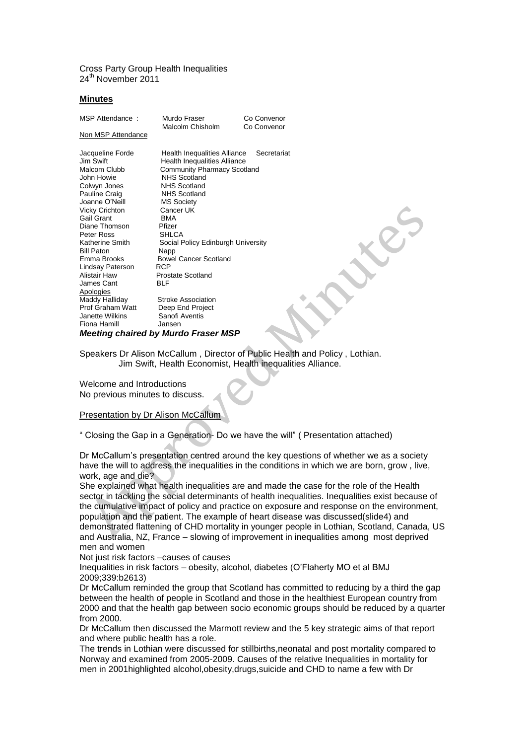Cross Party Group Health Inequalities
24th November 2011

## **Minutes**

| MSP Attendance : | Murdo Fraser | Co Convenor |
|---|---|---|
| | Malcolm Chisholm | Co Convenor |

Non MSP Attendance

| | | |
|---|---|---|
| Jacqueline Forde | Health Inequalities Alliance | Secretariat |
| Jim Swift | Health Inequalities Alliance | |
| Malcom Clubb | Community Pharmacy Scotland | |
| John Howie | NHS Scotland | |
| Colwyn Jones | NHS Scotland | |
| Pauline Craig | NHS Scotland | |
| Joanne O'Neill | MS Society | |
| Vicky Crichton | Cancer UK | |
| Gail Grant | BMA | |
| Diane Thomson | Pfizer | |
| Peter Ross | SHLCA | |
| Katherine Smith | Social Policy Edinburgh University | |
| Bill Paton | Napp | |
| Emma Brooks | Bowel Cancer Scotland | |
| Lindsay Paterson | RCP | |
| Alistair Haw | Prostate Scotland | |
| James Cant | BLF | |

Apologies

| | |
|---|---|
| Maddy Halliday | Stroke Association |
| Prof Graham Watt | Deep End Project |
| Janette Wilkins | Sanofi Aventis |
| Fiona Hamill | Jansen |

***Meeting chaired by Murdo Fraser MSP***

Speakers Dr Alison McCallum , Director of Public Health and Policy , Lothian.
Jim Swift, Health Economist, Health inequalities Alliance.

Welcome and Introductions
No previous minutes to discuss.

Presentation by Dr Alison McCallum

" Closing the Gap in a Generation- Do we have the will" ( Presentation attached)

Dr McCallum's presentation centred around the key questions of whether we as a society have the will to address the inequalities in the conditions in which we are born, grow , live, work, age and die?
She explained what health inequalities are and made the case for the role of the Health sector in tackling the social determinants of health inequalities. Inequalities exist because of the cumulative impact of policy and practice on exposure and response on the environment, population and the patient. The example of heart disease was discussed(slide4) and demonstrated flattening of CHD mortality in younger people in Lothian, Scotland, Canada, US and Australia, NZ, France – slowing of improvement in inequalities among most deprived men and women
Not just risk factors –causes of causes
Inequalities in risk factors – obesity, alcohol, diabetes (O'Flaherty MO et al BMJ 2009;339:b2613)
Dr McCallum reminded the group that Scotland has committed to reducing by a third the gap between the health of people in Scotland and those in the healthiest European country from 2000 and that the health gap between socio economic groups should be reduced by a quarter from 2000.
Dr McCallum then discussed the Marmott review and the 5 key strategic aims of that report and where public health has a role.
The trends in Lothian were discussed for stillbirths,neonatal and post mortality compared to Norway and examined from 2005-2009. Causes of the relative Inequalities in mortality for men in 2001highlighted alcohol,obesity,drugs,suicide and CHD to name a few with Dr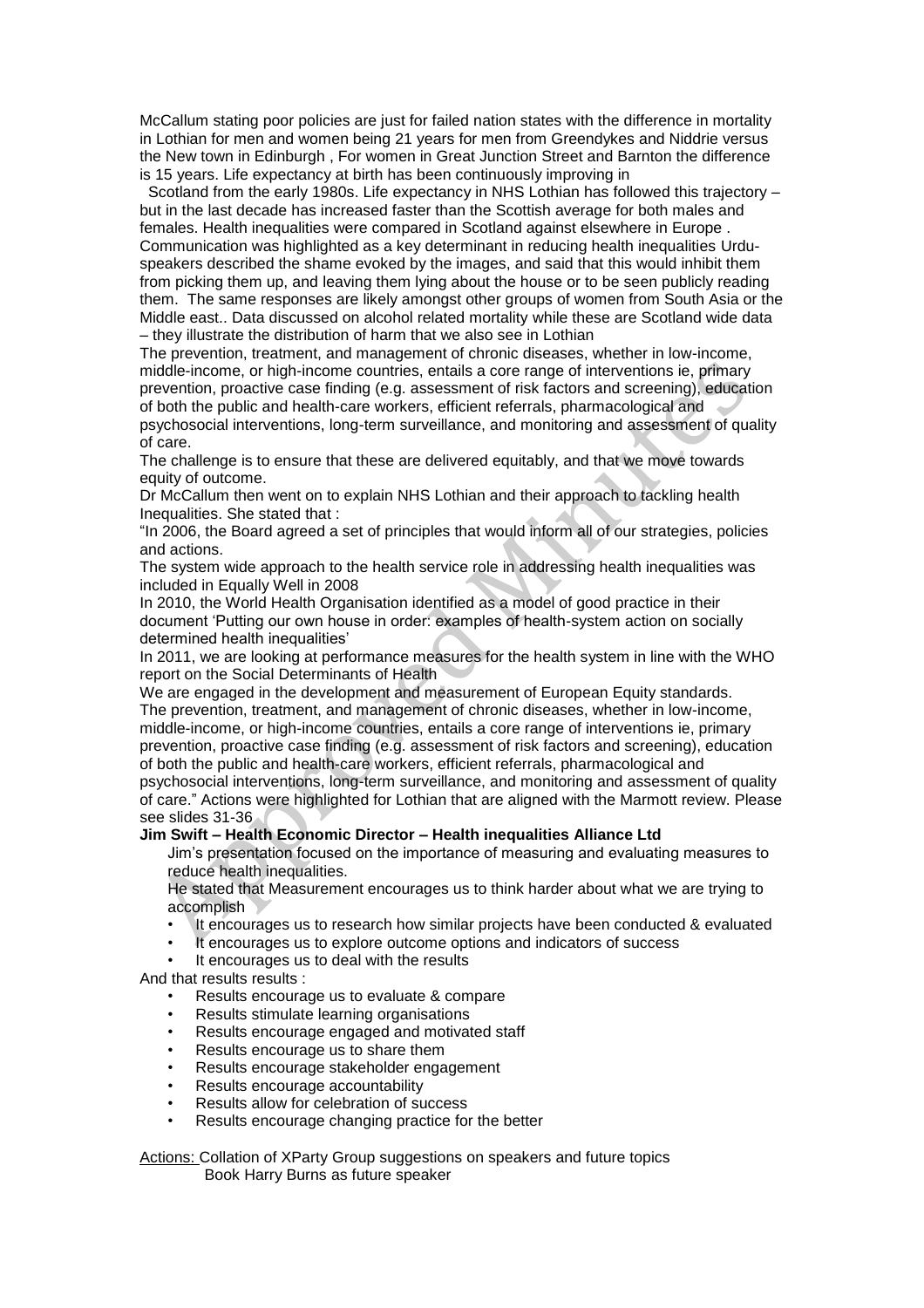McCallum stating poor policies are just for failed nation states with the difference in mortality in Lothian for men and women being 21 years for men from Greendykes and Niddrie versus the New town in Edinburgh , For women in Great Junction Street and Barnton the difference is 15 years. Life expectancy at birth has been continuously improving in

Scotland from the early 1980s. Life expectancy in NHS Lothian has followed this trajectory – but in the last decade has increased faster than the Scottish average for both males and females. Health inequalities were compared in Scotland against elsewhere in Europe . Communication was highlighted as a key determinant in reducing health inequalities Urdu-speakers described the shame evoked by the images, and said that this would inhibit them from picking them up, and leaving them lying about the house or to be seen publicly reading them. The same responses are likely amongst other groups of women from South Asia or the Middle east.. Data discussed on alcohol related mortality while these are Scotland wide data – they illustrate the distribution of harm that we also see in Lothian

The prevention, treatment, and management of chronic diseases, whether in low-income, middle-income, or high-income countries, entails a core range of interventions ie, primary prevention, proactive case finding (e.g. assessment of risk factors and screening), education of both the public and health-care workers, efficient referrals, pharmacological and psychosocial interventions, long-term surveillance, and monitoring and assessment of quality of care.

The challenge is to ensure that these are delivered equitably, and that we move towards equity of outcome.

Dr McCallum then went on to explain NHS Lothian and their approach to tackling health Inequalities. She stated that :

"In 2006, the Board agreed a set of principles that would inform all of our strategies, policies and actions.

The system wide approach to the health service role in addressing health inequalities was included in Equally Well in 2008

In 2010, the World Health Organisation identified as a model of good practice in their document 'Putting our own house in order: examples of health-system action on socially determined health inequalities'

In 2011, we are looking at performance measures for the health system in line with the WHO report on the Social Determinants of Health

We are engaged in the development and measurement of European Equity standards.

The prevention, treatment, and management of chronic diseases, whether in low-income, middle-income, or high-income countries, entails a core range of interventions ie, primary prevention, proactive case finding (e.g. assessment of risk factors and screening), education of both the public and health-care workers, efficient referrals, pharmacological and psychosocial interventions, long-term surveillance, and monitoring and assessment of quality of care." Actions were highlighted for Lothian that are aligned with the Marmott review. Please see slides 31-36

**Jim Swift – Health Economic Director – Health inequalities Alliance Ltd**

Jim's presentation focused on the importance of measuring and evaluating measures to reduce health inequalities.

He stated that Measurement encourages us to think harder about what we are trying to accomplish

- It encourages us to research how similar projects have been conducted & evaluated
- It encourages us to explore outcome options and indicators of success
- It encourages us to deal with the results

And that results results :

- Results encourage us to evaluate & compare
- Results stimulate learning organisations
- Results encourage engaged and motivated staff
- Results encourage us to share them
- Results encourage stakeholder engagement
- Results encourage accountability
- Results allow for celebration of success
- Results encourage changing practice for the better

<u>Actions:</u> Collation of XParty Group suggestions on speakers and future topics
Book Harry Burns as future speaker